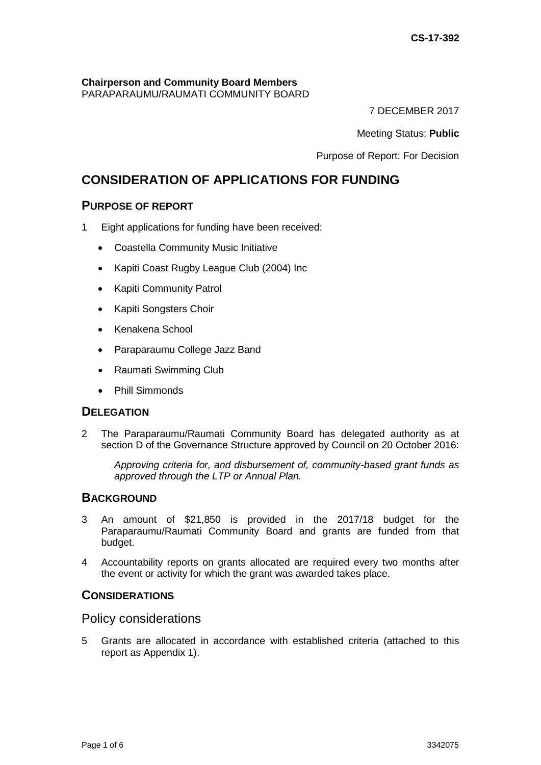**CS-17-392**

**Chairperson and Community Board Members**
PARAPARAUMU/RAUMATI COMMUNITY BOARD

7 DECEMBER 2017

Meeting Status: **Public**

Purpose of Report: For Decision

# CONSIDERATION OF APPLICATIONS FOR FUNDING

## PURPOSE OF REPORT

1 Eight applications for funding have been received:

- Coastella Community Music Initiative
- Kapiti Coast Rugby League Club (2004) Inc
- Kapiti Community Patrol
- Kapiti Songsters Choir
- Kenakena School
- Paraparaumu College Jazz Band
- Raumati Swimming Club
- Phill Simmonds

## DELEGATION

2 The Paraparaumu/Raumati Community Board has delegated authority as at section D of the Governance Structure approved by Council on 20 October 2016:

> *Approving criteria for, and disbursement of, community-based grant funds as approved through the LTP or Annual Plan.*

## BACKGROUND

3 An amount of $21,850 is provided in the 2017/18 budget for the Paraparaumu/Raumati Community Board and grants are funded from that budget.

4 Accountability reports on grants allocated are required every two months after the event or activity for which the grant was awarded takes place.

## CONSIDERATIONS

### Policy considerations

5 Grants are allocated in accordance with established criteria (attached to this report as Appendix 1).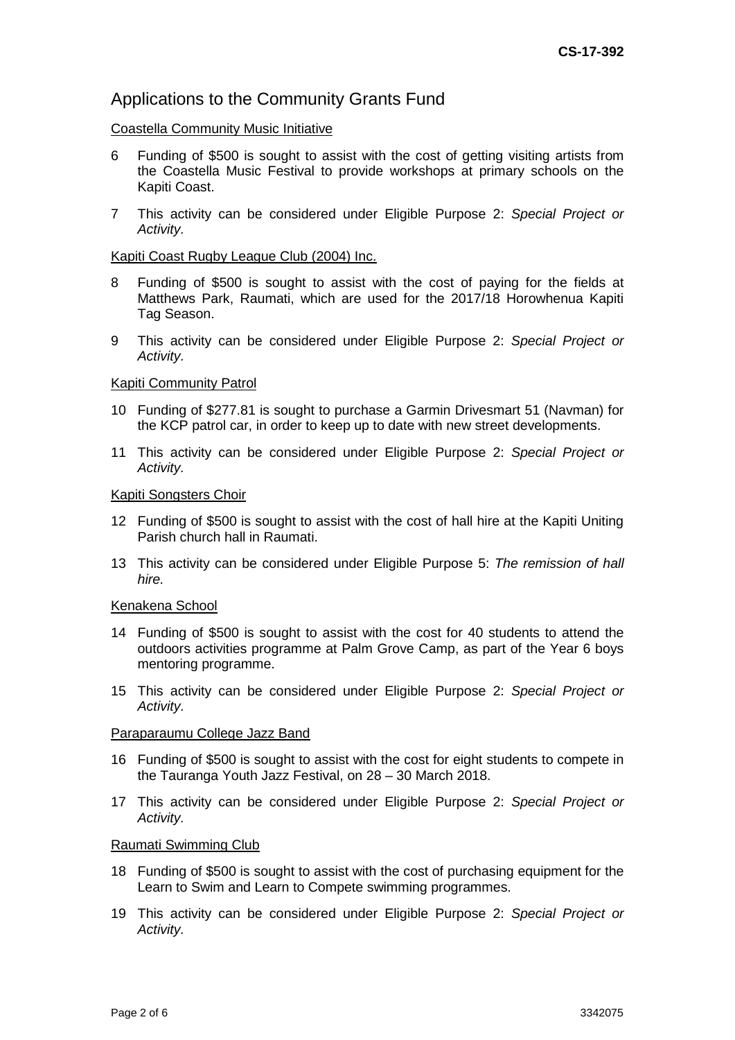CS-17-392

## Applications to the Community Grants Fund

Coastella Community Music Initiative

6 Funding of $500 is sought to assist with the cost of getting visiting artists from the Coastella Music Festival to provide workshops at primary schools on the Kapiti Coast.

7 This activity can be considered under Eligible Purpose 2: *Special Project or Activity*.

Kapiti Coast Rugby League Club (2004) Inc.

8 Funding of $500 is sought to assist with the cost of paying for the fields at Matthews Park, Raumati, which are used for the 2017/18 Horowhenua Kapiti Tag Season.

9 This activity can be considered under Eligible Purpose 2: *Special Project or Activity.*

Kapiti Community Patrol

10 Funding of $277.81 is sought to purchase a Garmin Drivesmart 51 (Navman) for the KCP patrol car, in order to keep up to date with new street developments.

11 This activity can be considered under Eligible Purpose 2: *Special Project or Activity.*

Kapiti Songsters Choir

12 Funding of $500 is sought to assist with the cost of hall hire at the Kapiti Uniting Parish church hall in Raumati.

13 This activity can be considered under Eligible Purpose 5: *The remission of hall hire.*

Kenakena School

14 Funding of $500 is sought to assist with the cost for 40 students to attend the outdoors activities programme at Palm Grove Camp, as part of the Year 6 boys mentoring programme.

15 This activity can be considered under Eligible Purpose 2: *Special Project or Activity.*

Paraparaumu College Jazz Band

16 Funding of $500 is sought to assist with the cost for eight students to compete in the Tauranga Youth Jazz Festival, on 28 – 30 March 2018.

17 This activity can be considered under Eligible Purpose 2: *Special Project or Activity.*

Raumati Swimming Club

18 Funding of $500 is sought to assist with the cost of purchasing equipment for the Learn to Swim and Learn to Compete swimming programmes.

19 This activity can be considered under Eligible Purpose 2: *Special Project or Activity*.

3342075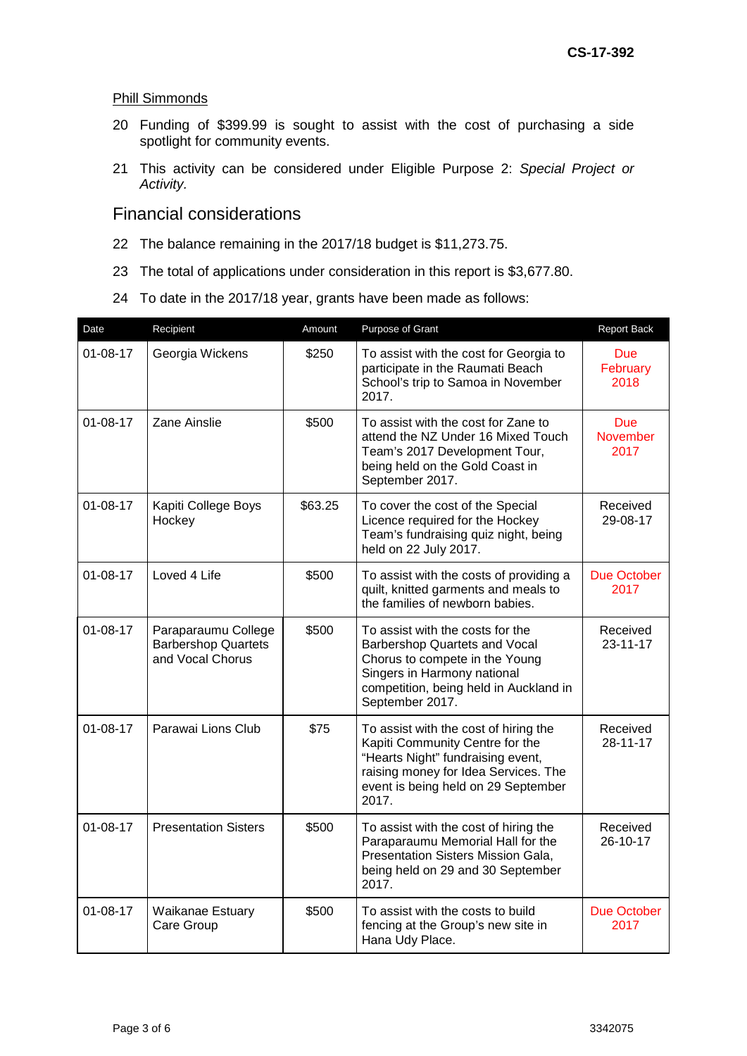Phill Simmonds

20 Funding of $399.99 is sought to assist with the cost of purchasing a side spotlight for community events.

21 This activity can be considered under Eligible Purpose 2: *Special Project or Activity*.

## Financial considerations

22 The balance remaining in the 2017/18 budget is $11,273.75.

23 The total of applications under consideration in this report is $3,677.80.

24 To date in the 2017/18 year, grants have been made as follows:

| Date | Recipient | Amount | Purpose of Grant | Report Back |
|---|---|---|---|---|
| 01-08-17 | Georgia Wickens | $250 | To assist with the cost for Georgia to participate in the Raumati Beach School's trip to Samoa in November 2017. | Due February 2018 |
| 01-08-17 | Zane Ainslie | $500 | To assist with the cost for Zane to attend the NZ Under 16 Mixed Touch Team's 2017 Development Tour, being held on the Gold Coast in September 2017. | Due November 2017 |
| 01-08-17 | Kapiti College Boys Hockey | $63.25 | To cover the cost of the Special Licence required for the Hockey Team's fundraising quiz night, being held on 22 July 2017. | Received 29-08-17 |
| 01-08-17 | Loved 4 Life | $500 | To assist with the costs of providing a quilt, knitted garments and meals to the families of newborn babies. | Due October 2017 |
| 01-08-17 | Paraparaumu College Barbershop Quartets and Vocal Chorus | $500 | To assist with the costs for the Barbershop Quartets and Vocal Chorus to compete in the Young Singers in Harmony national competition, being held in Auckland in September 2017. | Received 23-11-17 |
| 01-08-17 | Parawai Lions Club | $75 | To assist with the cost of hiring the Kapiti Community Centre for the "Hearts Night" fundraising event, raising money for Idea Services. The event is being held on 29 September 2017. | Received 28-11-17 |
| 01-08-17 | Presentation Sisters | $500 | To assist with the cost of hiring the Paraparaumu Memorial Hall for the Presentation Sisters Mission Gala, being held on 29 and 30 September 2017. | Received 26-10-17 |
| 01-08-17 | Waikanae Estuary Care Group | $500 | To assist with the costs to build fencing at the Group's new site in Hana Udy Place. | Due October 2017 |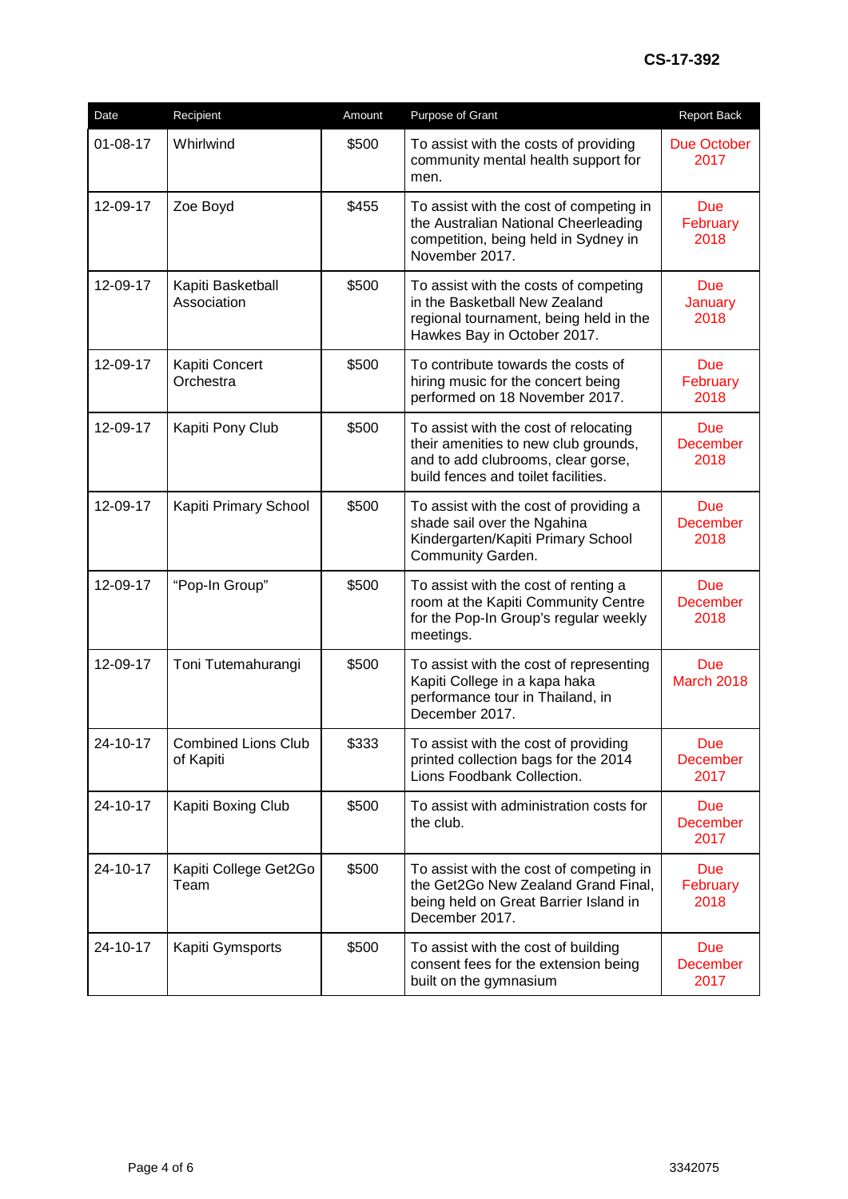**CS-17-392**

| Date | Recipient | Amount | Purpose of Grant | Report Back |
|---|---|---|---|---|
| 01-08-17 | Whirlwind | $500 | To assist with the costs of providing community mental health support for men. | Due October 2017 |
| 12-09-17 | Zoe Boyd | $455 | To assist with the cost of competing in the Australian National Cheerleading competition, being held in Sydney in November 2017. | Due February 2018 |
| 12-09-17 | Kapiti Basketball Association | $500 | To assist with the costs of competing in the Basketball New Zealand regional tournament, being held in the Hawkes Bay in October 2017. | Due January 2018 |
| 12-09-17 | Kapiti Concert Orchestra | $500 | To contribute towards the costs of hiring music for the concert being performed on 18 November 2017. | Due February 2018 |
| 12-09-17 | Kapiti Pony Club | $500 | To assist with the cost of relocating their amenities to new club grounds, and to add clubrooms, clear gorse, build fences and toilet facilities. | Due December 2018 |
| 12-09-17 | Kapiti Primary School | $500 | To assist with the cost of providing a shade sail over the Ngahina Kindergarten/Kapiti Primary School Community Garden. | Due December 2018 |
| 12-09-17 | "Pop-In Group" | $500 | To assist with the cost of renting a room at the Kapiti Community Centre for the Pop-In Group's regular weekly meetings. | Due December 2018 |
| 12-09-17 | Toni Tutemahurangi | $500 | To assist with the cost of representing Kapiti College in a kapa haka performance tour in Thailand, in December 2017. | Due March 2018 |
| 24-10-17 | Combined Lions Club of Kapiti | $333 | To assist with the cost of providing printed collection bags for the 2014 Lions Foodbank Collection. | Due December 2017 |
| 24-10-17 | Kapiti Boxing Club | $500 | To assist with administration costs for the club. | Due December 2017 |
| 24-10-17 | Kapiti College Get2Go Team | $500 | To assist with the cost of competing in the Get2Go New Zealand Grand Final, being held on Great Barrier Island in December 2017. | Due February 2018 |
| 24-10-17 | Kapiti Gymsports | $500 | To assist with the cost of building consent fees for the extension being built on the gymnasium | Due December 2017 |

3342075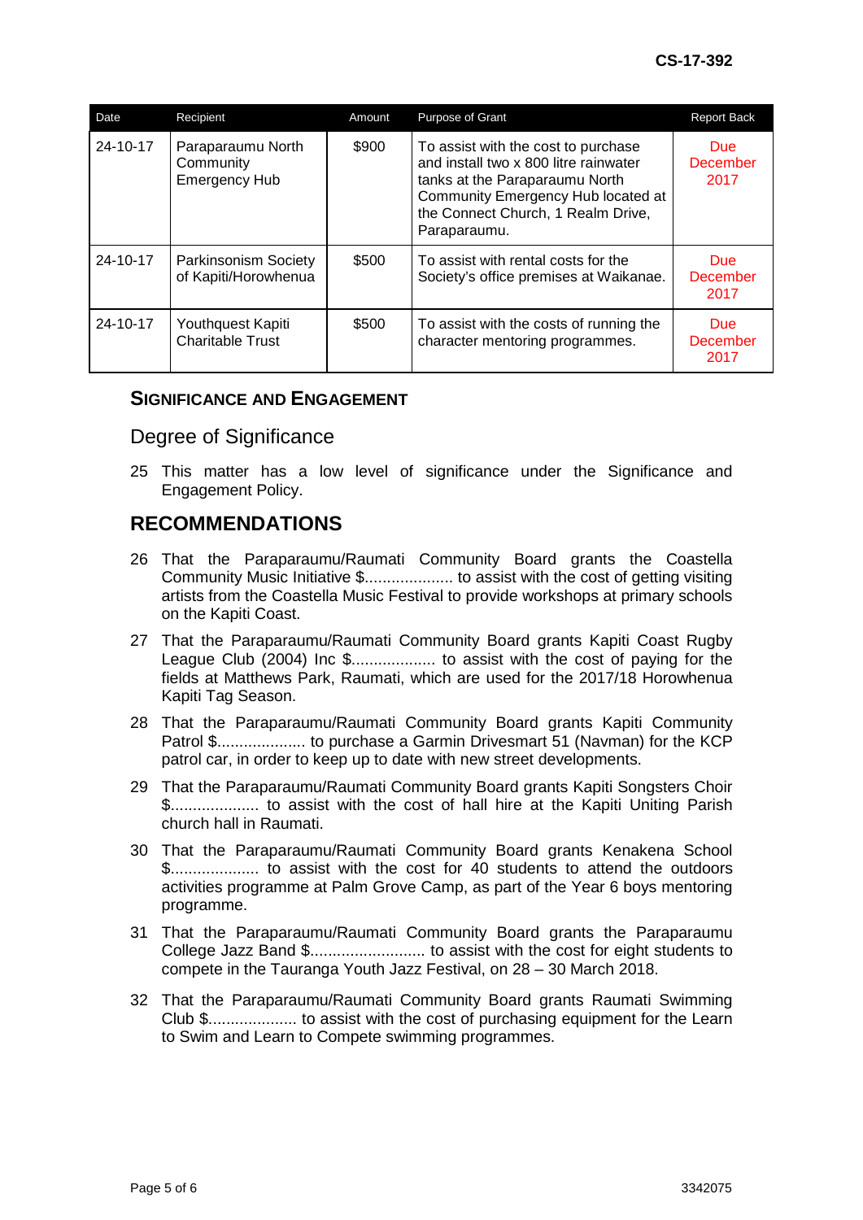| Date | Recipient | Amount | Purpose of Grant | Report Back |
|---|---|---|---|---|
| 24-10-17 | Paraparaumu North Community Emergency Hub | $900 | To assist with the cost to purchase and install two x 800 litre rainwater tanks at the Paraparaumu North Community Emergency Hub located at the Connect Church, 1 Realm Drive, Paraparaumu. | Due December 2017 |
| 24-10-17 | Parkinsonism Society of Kapiti/Horowhenua | $500 | To assist with rental costs for the Society's office premises at Waikanae. | Due December 2017 |
| 24-10-17 | Youthquest Kapiti Charitable Trust | $500 | To assist with the costs of running the character mentoring programmes. | Due December 2017 |

## SIGNIFICANCE AND ENGAGEMENT

### Degree of Significance

25 This matter has a low level of significance under the Significance and Engagement Policy.

## RECOMMENDATIONS

26 That the Paraparaumu/Raumati Community Board grants the Coastella Community Music Initiative $.................... to assist with the cost of getting visiting artists from the Coastella Music Festival to provide workshops at primary schools on the Kapiti Coast.

27 That the Paraparaumu/Raumati Community Board grants Kapiti Coast Rugby League Club (2004) Inc $................... to assist with the cost of paying for the fields at Matthews Park, Raumati, which are used for the 2017/18 Horowhenua Kapiti Tag Season.

28 That the Paraparaumu/Raumati Community Board grants Kapiti Community Patrol $.................... to purchase a Garmin Drivesmart 51 (Navman) for the KCP patrol car, in order to keep up to date with new street developments.

29 That the Paraparaumu/Raumati Community Board grants Kapiti Songsters Choir $.................... to assist with the cost of hall hire at the Kapiti Uniting Parish church hall in Raumati.

30 That the Paraparaumu/Raumati Community Board grants Kenakena School $.................... to assist with the cost for 40 students to attend the outdoors activities programme at Palm Grove Camp, as part of the Year 6 boys mentoring programme.

31 That the Paraparaumu/Raumati Community Board grants the Paraparaumu College Jazz Band $.......................... to assist with the cost for eight students to compete in the Tauranga Youth Jazz Festival, on 28 – 30 March 2018.

32 That the Paraparaumu/Raumati Community Board grants Raumati Swimming Club $.................... to assist with the cost of purchasing equipment for the Learn to Swim and Learn to Compete swimming programmes.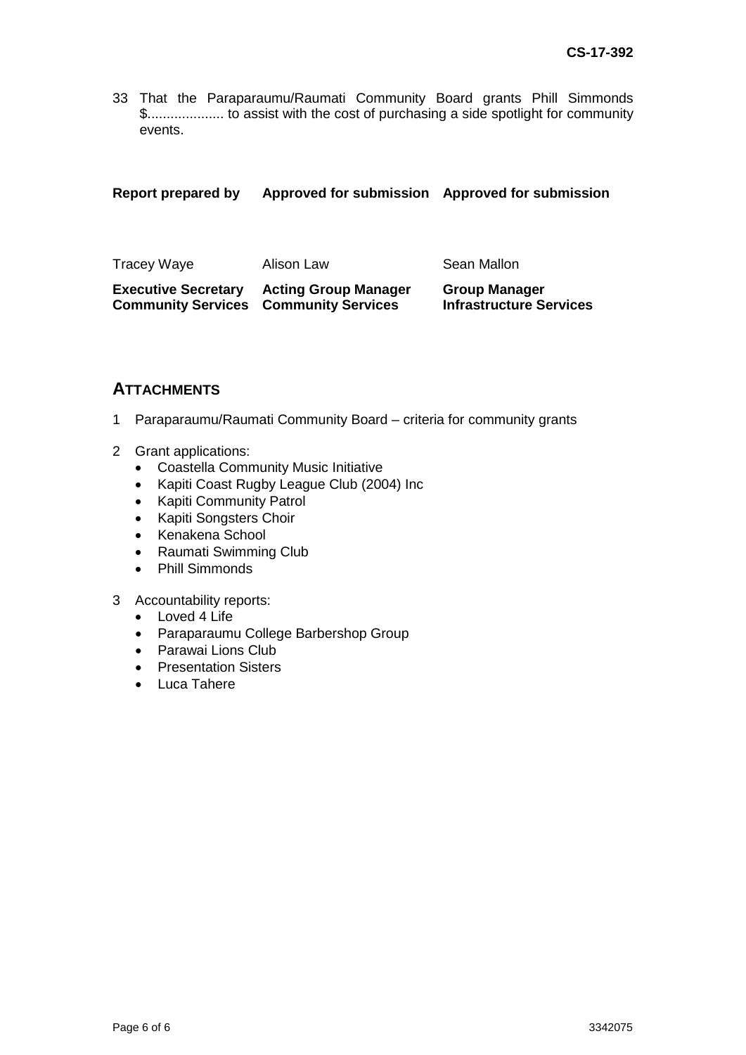33 That the Paraparaumu/Raumati Community Board grants Phill Simmonds $.................... to assist with the cost of purchasing a side spotlight for community events.

| **Report prepared by** | **Approved for submission** | **Approved for submission** |
|---|---|---|
| Tracey Waye | Alison Law | Sean Mallon |
| **Executive Secretary Community Services** | **Acting Group Manager Community Services** | **Group Manager Infrastructure Services** |

## ATTACHMENTS

1 Paraparaumu/Raumati Community Board – criteria for community grants

2 Grant applications:
- Coastella Community Music Initiative
- Kapiti Coast Rugby League Club (2004) Inc
- Kapiti Community Patrol
- Kapiti Songsters Choir
- Kenakena School
- Raumati Swimming Club
- Phill Simmonds

3 Accountability reports:
- Loved 4 Life
- Paraparaumu College Barbershop Group
- Parawai Lions Club
- Presentation Sisters
- Luca Tahere